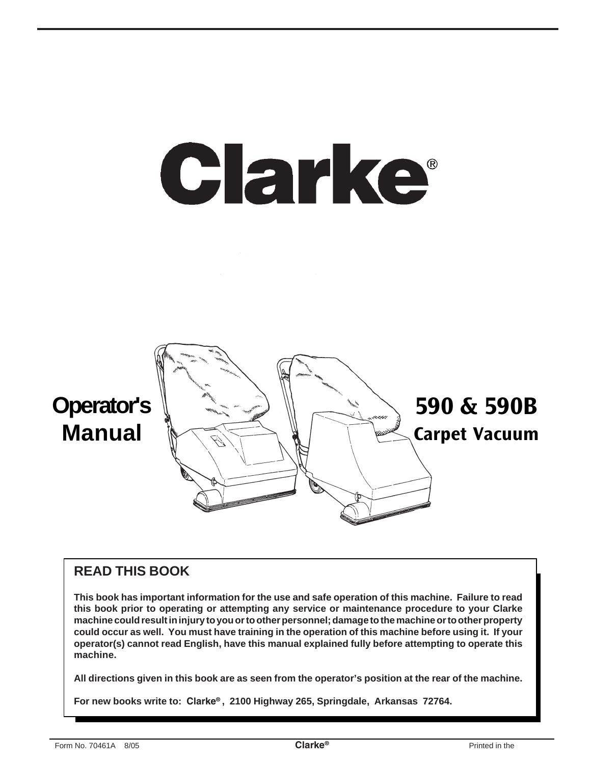# Clarke®

**Operator's Manual**

**590 & 590B**
**Carpet Vacuum**

## READ THIS BOOK

**This book has important information for the use and safe operation of this machine. Failure to read this book prior to operating or attempting any service or maintenance procedure to your Clarke machine could result in injury to you or to other personnel; damage to the machine or to other property could occur as well. You must have training in the operation of this machine before using it. If your operator(s) cannot read English, have this manual explained fully before attempting to operate this machine.**

**All directions given in this book are as seen from the operator's position at the rear of the machine.**

**For new books write to: Clarke®, 2100 Highway 265, Springdale, Arkansas 72764.**

Form No. 70461A 8/05 Clarke® Printed in the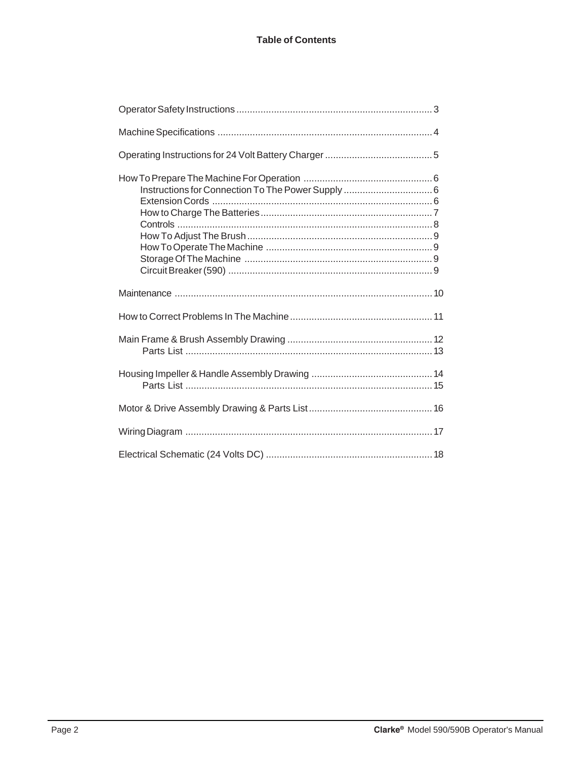# Table of Contents

Operator Safety Instructions ........................................................................ 3

Machine Specifications ............................................................................... 4

Operating Instructions for 24 Volt Battery Charger ........................................ 5

How To Prepare The Machine For Operation ............................................... 6
- Instructions for Connection To The Power Supply ................................ 6
- Extension Cords ................................................................................ 6
- How to Charge The Batteries ............................................................... 7
- Controls ............................................................................................. 8
- How To Adjust The Brush .................................................................... 9
- How To Operate The Machine ............................................................. 9
- Storage Of The Machine ..................................................................... 9
- Circuit Breaker (590) ........................................................................... 9

Maintenance ............................................................................................... 10

How to Correct Problems In The Machine .................................................... 11

Main Frame & Brush Assembly Drawing ...................................................... 12
- Parts List ........................................................................................... 13

Housing Impeller & Handle Assembly Drawing ............................................ 14
- Parts List ........................................................................................... 15

Motor & Drive Assembly Drawing & Parts List ............................................. 16

Wiring Diagram .......................................................................................... 17

Electrical Schematic (24 Volts DC) ............................................................. 18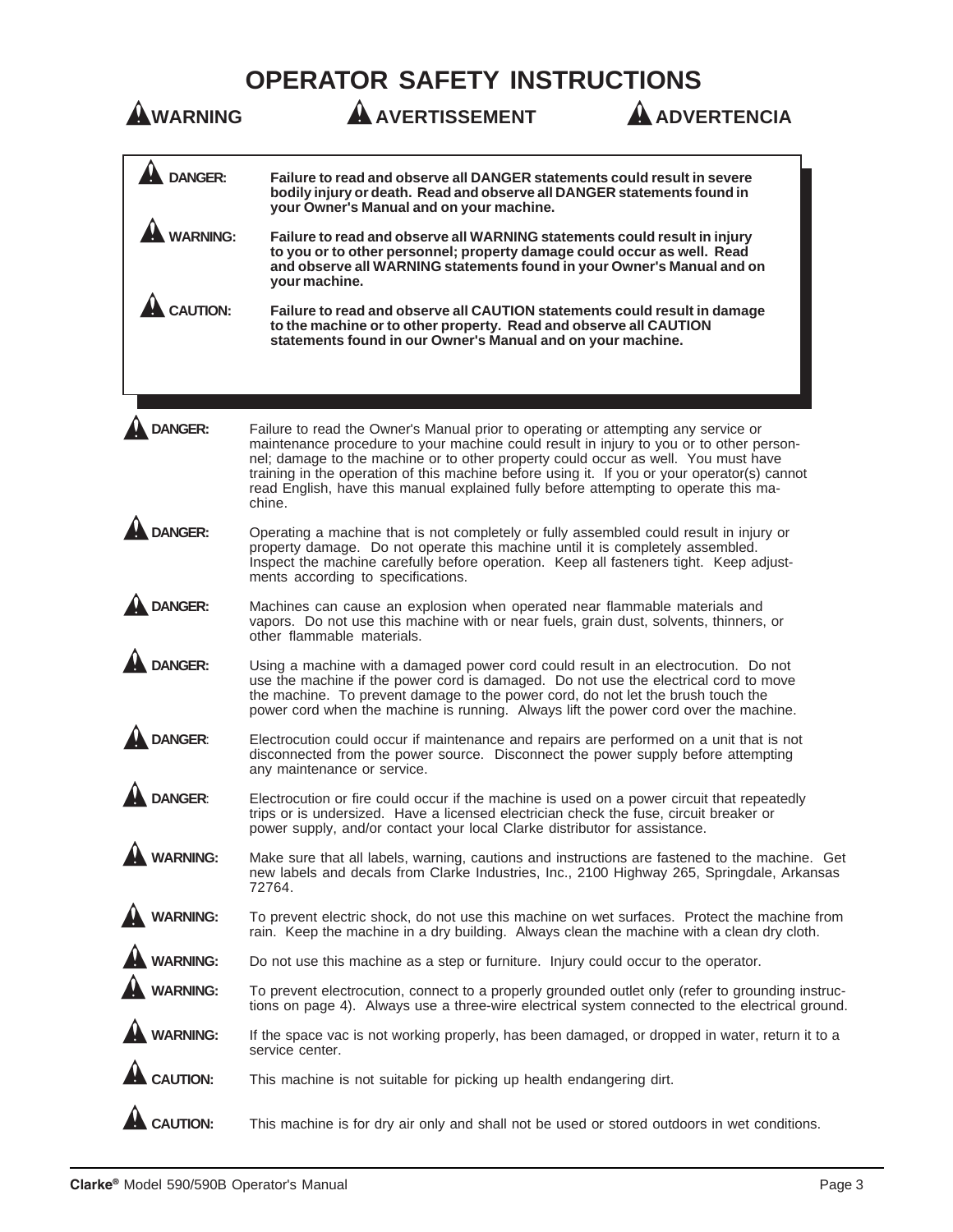# OPERATOR SAFETY INSTRUCTIONS

**WARNING** **AVERTISSEMENT** **ADVERTENCIA**

**DANGER:** **Failure to read and observe all DANGER statements could result in severe bodily injury or death. Read and observe all DANGER statements found in your Owner's Manual and on your machine.**

**WARNING:** **Failure to read and observe all WARNING statements could result in injury to you or to other personnel; property damage could occur as well. Read and observe all WARNING statements found in your Owner's Manual and on your machine.**

**CAUTION:** **Failure to read and observe all CAUTION statements could result in damage to the machine or to other property. Read and observe all CAUTION statements found in our Owner's Manual and on your machine.**

**DANGER:** Failure to read the Owner's Manual prior to operating or attempting any service or maintenance procedure to your machine could result in injury to you or to other personnel; damage to the machine or to other property could occur as well. You must have training in the operation of this machine before using it. If you or your operator(s) cannot read English, have this manual explained fully before attempting to operate this machine.

**DANGER:** Operating a machine that is not completely or fully assembled could result in injury or property damage. Do not operate this machine until it is completely assembled. Inspect the machine carefully before operation. Keep all fasteners tight. Keep adjustments according to specifications.

**DANGER:** Machines can cause an explosion when operated near flammable materials and vapors. Do not use this machine with or near fuels, grain dust, solvents, thinners, or other flammable materials.

**DANGER:** Using a machine with a damaged power cord could result in an electrocution. Do not use the machine if the power cord is damaged. Do not use the electrical cord to move the machine. To prevent damage to the power cord, do not let the brush touch the power cord when the machine is running. Always lift the power cord over the machine.

**DANGER**: Electrocution could occur if maintenance and repairs are performed on a unit that is not disconnected from the power source. Disconnect the power supply before attempting any maintenance or service.

**DANGER**: Electrocution or fire could occur if the machine is used on a power circuit that repeatedly trips or is undersized. Have a licensed electrician check the fuse, circuit breaker or power supply, and/or contact your local Clarke distributor for assistance.

**WARNING:** Make sure that all labels, warning, cautions and instructions are fastened to the machine. Get new labels and decals from Clarke Industries, Inc., 2100 Highway 265, Springdale, Arkansas 72764.

**WARNING:** To prevent electric shock, do not use this machine on wet surfaces. Protect the machine from rain. Keep the machine in a dry building. Always clean the machine with a clean dry cloth.

**WARNING:** Do not use this machine as a step or furniture. Injury could occur to the operator.

**WARNING:** To prevent electrocution, connect to a properly grounded outlet only (refer to grounding instructions on page 4). Always use a three-wire electrical system connected to the electrical ground.

**WARNING:** If the space vac is not working properly, has been damaged, or dropped in water, return it to a service center.

**CAUTION:** This machine is not suitable for picking up health endangering dirt.

**CAUTION:** This machine is for dry air only and shall not be used or stored outdoors in wet conditions.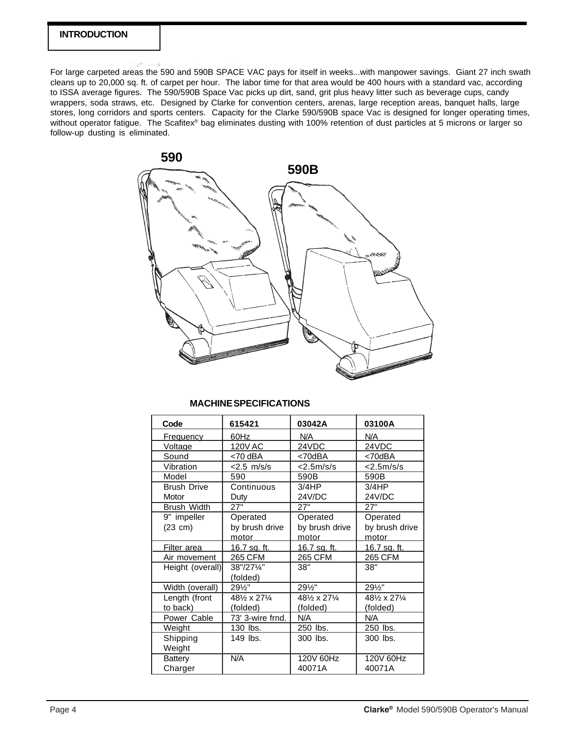## INTRODUCTION

For large carpeted areas the 590 and 590B SPACE VAC pays for itself in weeks...with manpower savings. Giant 27 inch swath cleans up to 20,000 sq. ft. of carpet per hour. The labor time for that area would be 400 hours with a standard vac, according to ISSA average figures. The 590/590B Space Vac picks up dirt, sand, grit plus heavy litter such as beverage cups, candy wrappers, soda straws, etc. Designed by Clarke for convention centers, arenas, large reception areas, banquet halls, large stores, long corridors and sports centers. Capacity for the Clarke 590/590B space Vac is designed for longer operating times, without operator fatigue. The Scafitex® bag eliminates dusting with 100% retention of dust particles at 5 microns or larger so follow-up dusting is eliminated.

590

590B

### MACHINE SPECIFICATIONS

| Code | 615421 | 03042A | 03100A |
|---|---|---|---|
| Frequency | 60Hz | N/A | N/A |
| Voltage | 120V AC | 24VDC | 24VDC |
| Sound | <70 dBA | <70dBA | <70dBA |
| Vibration | <2.5 m/s/s | <2.5m/s/s | <2.5m/s/s |
| Model | 590 | 590B | 590B |
| Brush Drive Motor | Continuous Duty | 3/4HP 24V/DC | 3/4HP 24V/DC |
| Brush Width | 27" | 27" | 27" |
| 9" impeller (23 cm) | Operated by brush drive motor | Operated by brush drive motor | Operated by brush drive motor |
| Filter area | 16.7 sq. ft. | 16.7 sq. ft. | 16.7 sq. ft. |
| Air movement | 265 CFM | 265 CFM | 265 CFM |
| Height (overall) | 38"/27¼" (folded) | 38" | 38" |
| Width (overall) | 29½" | 29½" | 29½" |
| Length (front to back) | 48½ x 27¼ (folded) | 48½ x 27¼ (folded) | 48½ x 27¼ (folded) |
| Power Cable | 73' 3-wire frnd. | N/A | N/A |
| Weight | 130 lbs. | 250 lbs. | 250 lbs. |
| Shipping Weight | 149 lbs. | 300 lbs. | 300 lbs. |
| Battery Charger | N/A | 120V 60Hz 40071A | 120V 60Hz 40071A |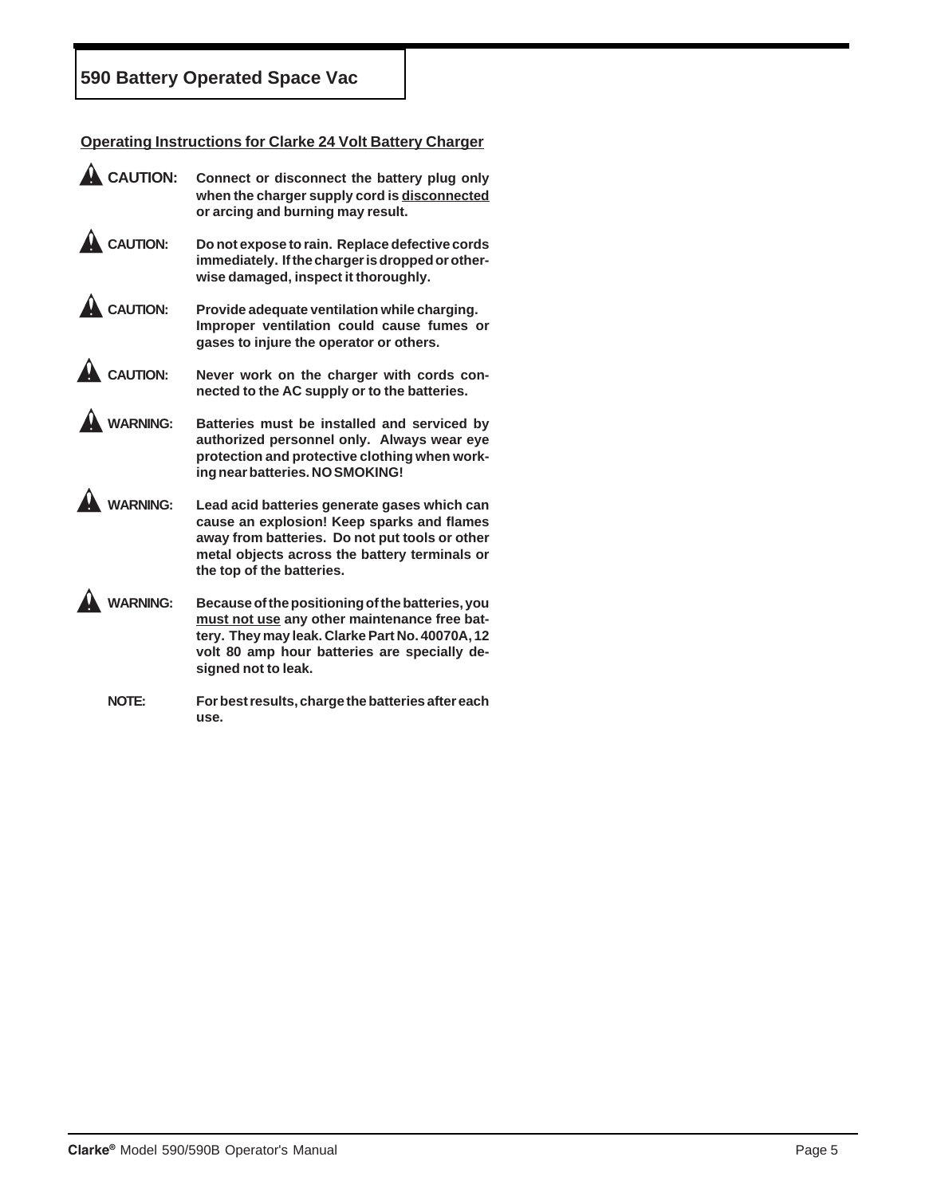## 590 Battery Operated Space Vac

**Operating Instructions for Clarke 24 Volt Battery Charger**

**CAUTION:** **Connect or disconnect the battery plug only when the charger supply cord is disconnected or arcing and burning may result.**

**CAUTION:** **Do not expose to rain. Replace defective cords immediately. If the charger is dropped or otherwise damaged, inspect it thoroughly.**

**CAUTION:** **Provide adequate ventilation while charging. Improper ventilation could cause fumes or gases to injure the operator or others.**

**CAUTION:** **Never work on the charger with cords connected to the AC supply or to the batteries.**

**WARNING:** **Batteries must be installed and serviced by authorized personnel only. Always wear eye protection and protective clothing when working near batteries. NO SMOKING!**

**WARNING:** **Lead acid batteries generate gases which can cause an explosion! Keep sparks and flames away from batteries. Do not put tools or other metal objects across the battery terminals or the top of the batteries.**

**WARNING:** **Because of the positioning of the batteries, you must not use any other maintenance free battery. They may leak. Clarke Part No. 40070A, 12 volt 80 amp hour batteries are specially designed not to leak.**

**NOTE:** **For best results, charge the batteries after each use.**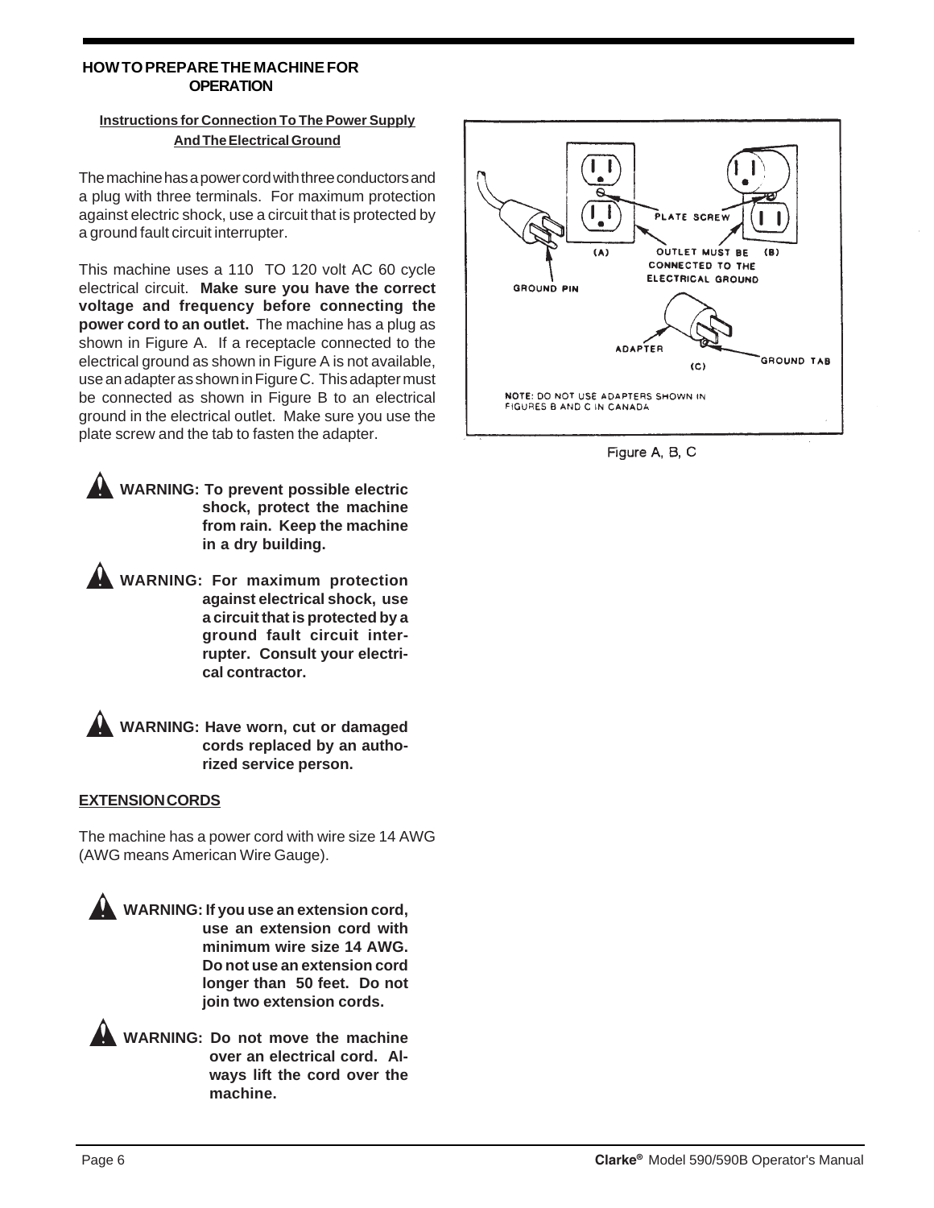## HOW TO PREPARE THE MACHINE FOR OPERATION

### Instructions for Connection To The Power Supply And The Electrical Ground

The machine has a power cord with three conductors and a plug with three terminals. For maximum protection against electric shock, use a circuit that is protected by a ground fault circuit interrupter.

This machine uses a 110 TO 120 volt AC 60 cycle electrical circuit. **Make sure you have the correct voltage and frequency before connecting the power cord to an outlet.** The machine has a plug as shown in Figure A. If a receptacle connected to the electrical ground as shown in Figure A is not available, use an adapter as shown in Figure C. This adapter must be connected as shown in Figure B to an electrical ground in the electrical outlet. Make sure you use the plate screw and the tab to fasten the adapter.

**WARNING: To prevent possible electric shock, protect the machine from rain. Keep the machine in a dry building.**

**WARNING: For maximum protection against electrical shock, use a circuit that is protected by a ground fault circuit interrupter. Consult your electrical contractor.**

**WARNING: Have worn, cut or damaged cords replaced by an authorized service person.**

### EXTENSION CORDS

The machine has a power cord with wire size 14 AWG (AWG means American Wire Gauge).

**WARNING: If you use an extension cord, use an extension cord with minimum wire size 14 AWG. Do not use an extension cord longer than 50 feet. Do not join two extension cords.**

**WARNING: Do not move the machine over an electrical cord. Always lift the cord over the machine.**

PLATE SCREW

(A)

OUTLET MUST BE CONNECTED TO THE ELECTRICAL GROUND

(B)

GROUND PIN

ADAPTER

GROUND TAB

(C)

NOTE: DO NOT USE ADAPTERS SHOWN IN FIGURES B AND C IN CANADA

Figure A, B, C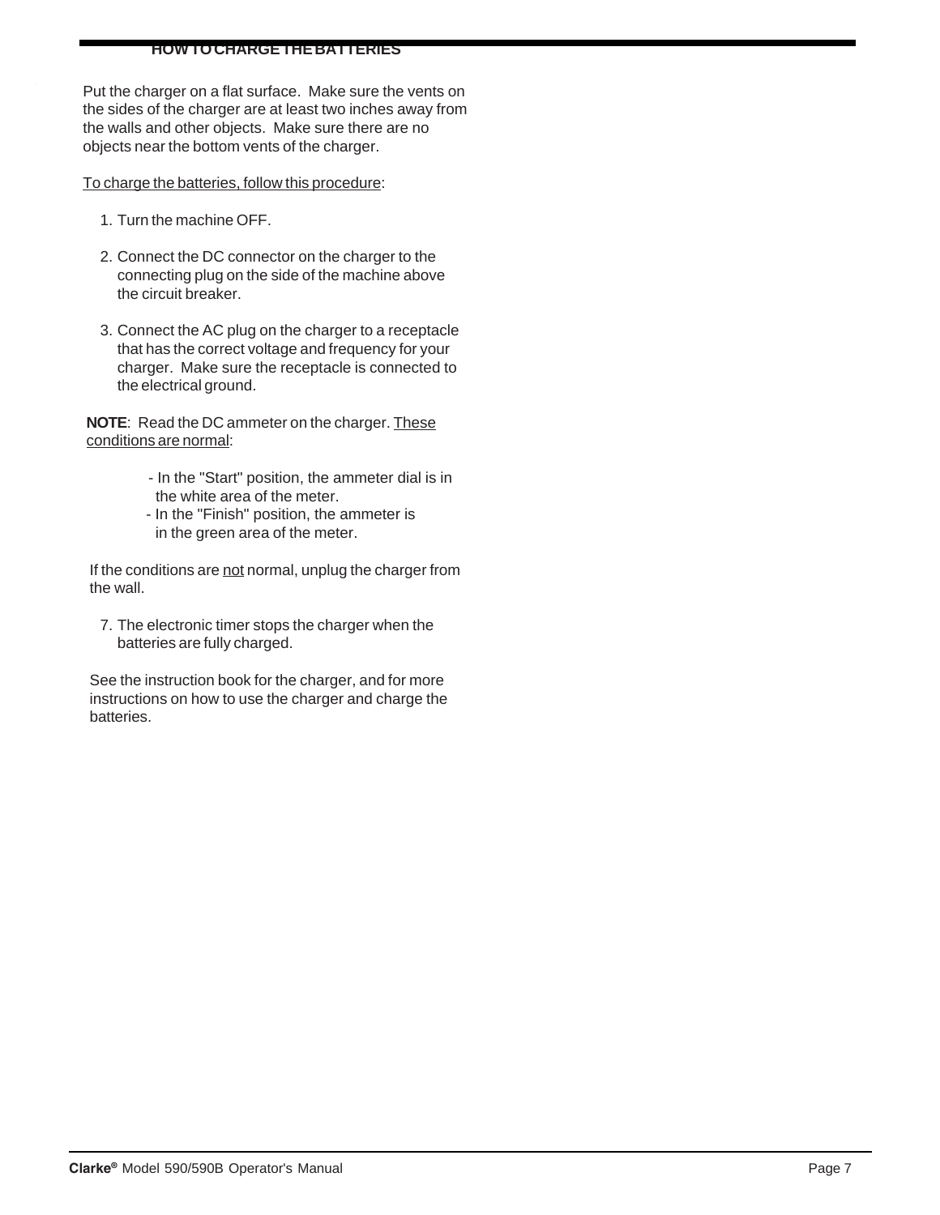## HOW TO CHARGE THE BATTERIES

Put the charger on a flat surface. Make sure the vents on the sides of the charger are at least two inches away from the walls and other objects. Make sure there are no objects near the bottom vents of the charger.

To charge the batteries, follow this procedure:

1. Turn the machine OFF.
2. Connect the DC connector on the charger to the connecting plug on the side of the machine above the circuit breaker.
3. Connect the AC plug on the charger to a receptacle that has the correct voltage and frequency for your charger. Make sure the receptacle is connected to the electrical ground.

**NOTE**: Read the DC ammeter on the charger. These conditions are normal:

- In the "Start" position, the ammeter dial is in the white area of the meter.
- In the "Finish" position, the ammeter is in the green area of the meter.

If the conditions are not normal, unplug the charger from the wall.

7. The electronic timer stops the charger when the batteries are fully charged.

See the instruction book for the charger, and for more instructions on how to use the charger and charge the batteries.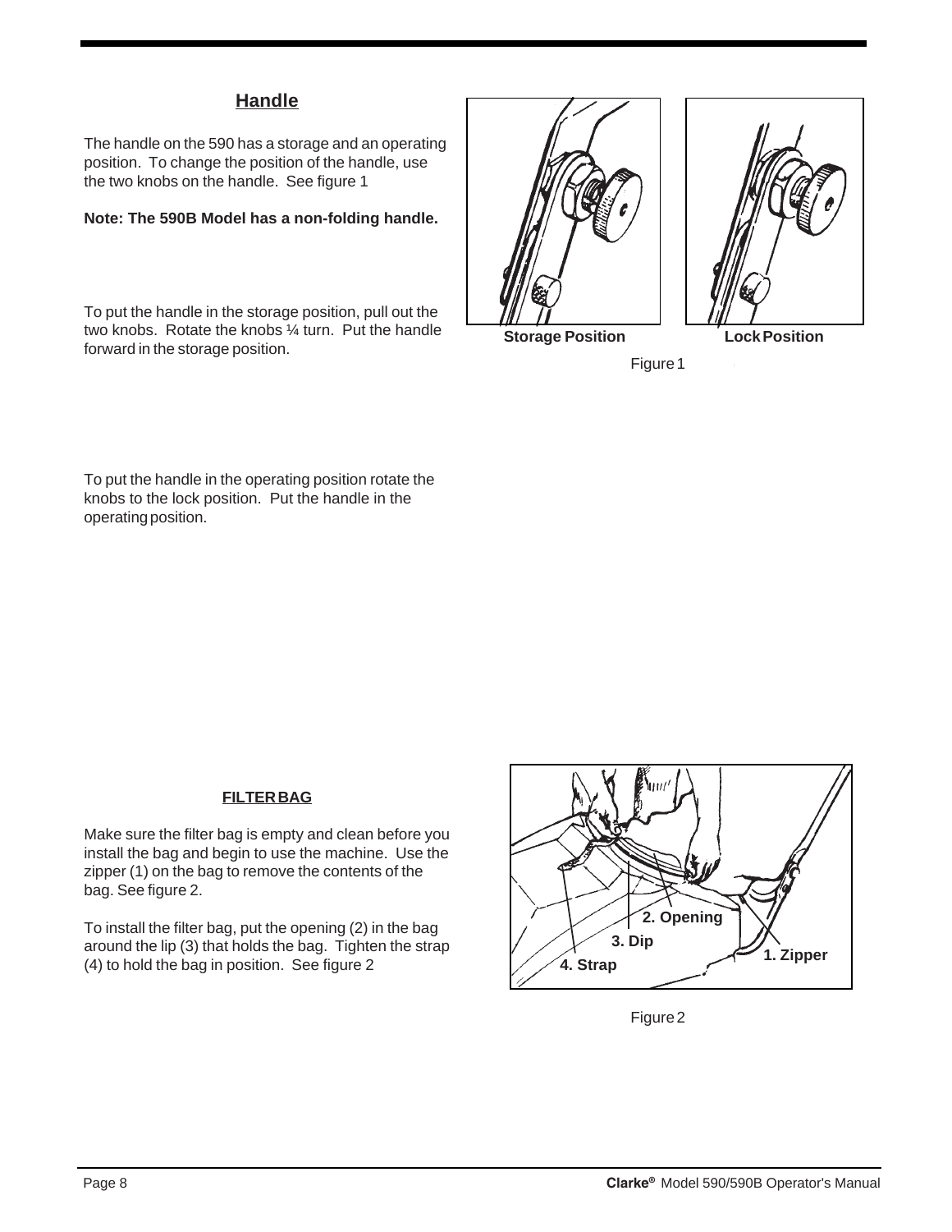## Handle

The handle on the 590 has a storage and an operating position. To change the position of the handle, use the two knobs on the handle. See figure 1

**Note: The 590B Model has a non-folding handle.**

To put the handle in the storage position, pull out the two knobs. Rotate the knobs ¼ turn. Put the handle forward in the storage position.

**Storage Position** **Lock Position**

Figure 1

To put the handle in the operating position rotate the knobs to the lock position. Put the handle in the operating position.

### FILTER BAG

Make sure the filter bag is empty and clean before you install the bag and begin to use the machine. Use the zipper (1) on the bag to remove the contents of the bag. See figure 2.

To install the filter bag, put the opening (2) in the bag around the lip (3) that holds the bag. Tighten the strap (4) to hold the bag in position. See figure 2

**2. Opening**
**3. Dip**
**4. Strap**
**1. Zipper**

Figure 2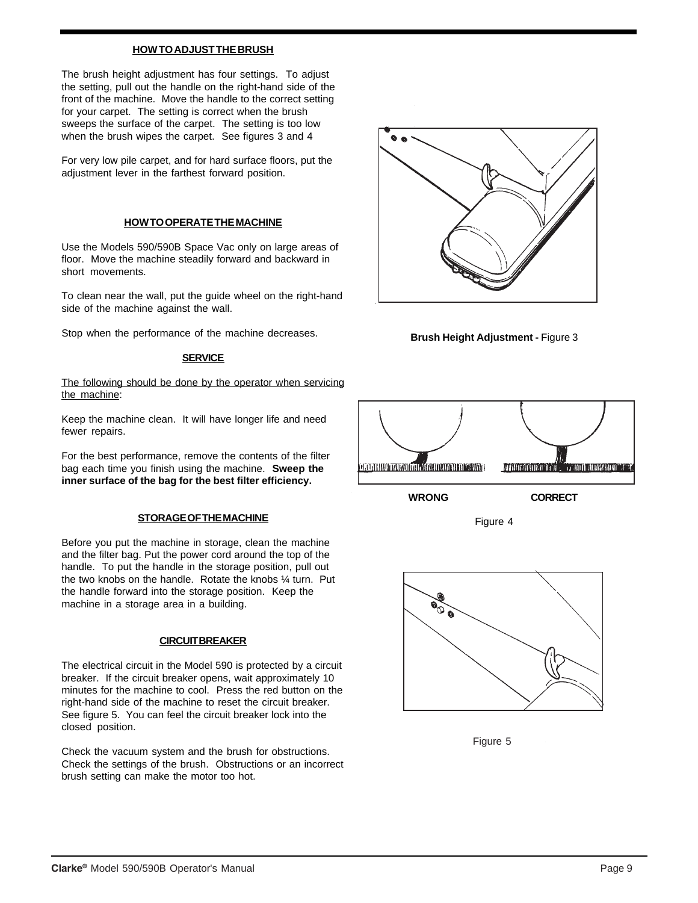## HOW TO ADJUST THE BRUSH

The brush height adjustment has four settings. To adjust the setting, pull out the handle on the right-hand side of the front of the machine. Move the handle to the correct setting for your carpet. The setting is correct when the brush sweeps the surface of the carpet. The setting is too low when the brush wipes the carpet. See figures 3 and 4

For very low pile carpet, and for hard surface floors, put the adjustment lever in the farthest forward position.

## HOW TO OPERATE THE MACHINE

Use the Models 590/590B Space Vac only on large areas of floor. Move the machine steadily forward and backward in short movements.

To clean near the wall, put the guide wheel on the right-hand side of the machine against the wall.

Stop when the performance of the machine decreases.

## SERVICE

The following should be done by the operator when servicing the machine:

Keep the machine clean. It will have longer life and need fewer repairs.

For the best performance, remove the contents of the filter bag each time you finish using the machine. **Sweep the inner surface of the bag for the best filter efficiency.**

## STORAGE OF THE MACHINE

Before you put the machine in storage, clean the machine and the filter bag. Put the power cord around the top of the handle. To put the handle in the storage position, pull out the two knobs on the handle. Rotate the knobs ¼ turn. Put the handle forward into the storage position. Keep the machine in a storage area in a building.

## CIRCUIT BREAKER

The electrical circuit in the Model 590 is protected by a circuit breaker. If the circuit breaker opens, wait approximately 10 minutes for the machine to cool. Press the red button on the right-hand side of the machine to reset the circuit breaker. See figure 5. You can feel the circuit breaker lock into the closed position.

Check the vacuum system and the brush for obstructions. Check the settings of the brush. Obstructions or an incorrect brush setting can make the motor too hot.

**Brush Height Adjustment -** Figure 3

WRONG

CORRECT

Figure 4

Figure 5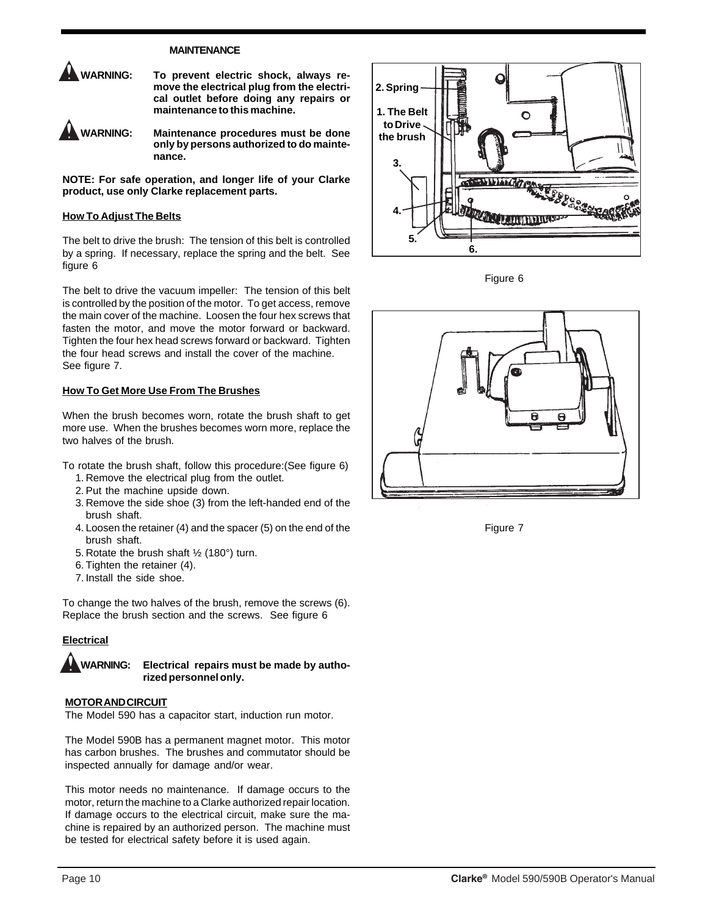## MAINTENANCE

**WARNING: To prevent electric shock, always remove the electrical plug from the electrical outlet before doing any repairs or maintenance to this machine.**

**WARNING: Maintenance procedures must be done only by persons authorized to do maintenance.**

**NOTE: For safe operation, and longer life of your Clarke product, use only Clarke replacement parts.**

### How To Adjust The Belts

The belt to drive the brush: The tension of this belt is controlled by a spring. If necessary, replace the spring and the belt. See figure 6

The belt to drive the vacuum impeller: The tension of this belt is controlled by the position of the motor. To get access, remove the main cover of the machine. Loosen the four hex screws that fasten the motor, and move the motor forward or backward. Tighten the four hex head screws forward or backward. Tighten the four head screws and install the cover of the machine. See figure 7.

### How To Get More Use From The Brushes

When the brush becomes worn, rotate the brush shaft to get more use. When the brushes becomes worn more, replace the two halves of the brush.

To rotate the brush shaft, follow this procedure:(See figure 6)

1. Remove the electrical plug from the outlet.
2. Put the machine upside down.
3. Remove the side shoe (3) from the left-handed end of the brush shaft.
4. Loosen the retainer (4) and the spacer (5) on the end of the brush shaft.
5. Rotate the brush shaft ½ (180°) turn.
6. Tighten the retainer (4).
7. Install the side shoe.

To change the two halves of the brush, remove the screws (6). Replace the brush section and the screws. See figure 6

### Electrical

**WARNING: Electrical repairs must be made by authorized personnel only.**

#### MOTOR AND CIRCUIT

The Model 590 has a capacitor start, induction run motor.

The Model 590B has a permanent magnet motor. This motor has carbon brushes. The brushes and commutator should be inspected annually for damage and/or wear.

This motor needs no maintenance. If damage occurs to the motor, return the machine to a Clarke authorized repair location. If damage occurs to the electrical circuit, make sure the machine is repaired by an authorized person. The machine must be tested for electrical safety before it is used again.

2. Spring
1. The Belt to Drive the brush
3.
4.
5.
6.

Figure 6

Figure 7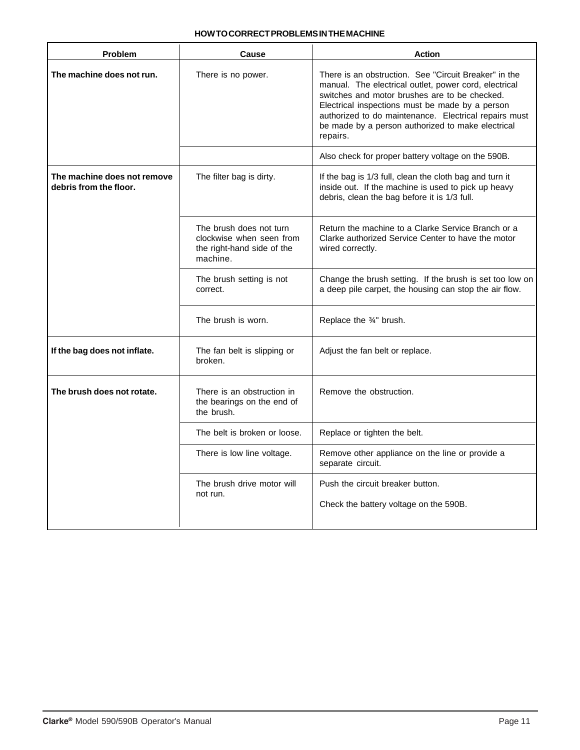## HOW TO CORRECT PROBLEMS IN THE MACHINE

| Problem | Cause | Action |
|---|---|---|
| **The machine does not run.** | There is no power. | There is an obstruction. See "Circuit Breaker" in the manual. The electrical outlet, power cord, electrical switches and motor brushes are to be checked. Electrical inspections must be made by a person authorized to do maintenance. Electrical repairs must be made by a person authorized to make electrical repairs. |
| | | Also check for proper battery voltage on the 590B. |
| **The machine does not remove debris from the floor.** | The filter bag is dirty. | If the bag is 1/3 full, clean the cloth bag and turn it inside out. If the machine is used to pick up heavy debris, clean the bag before it is 1/3 full. |
| | The brush does not turn clockwise when seen from the right-hand side of the machine. | Return the machine to a Clarke Service Branch or a Clarke authorized Service Center to have the motor wired correctly. |
| | The brush setting is not correct. | Change the brush setting. If the brush is set too low on a deep pile carpet, the housing can stop the air flow. |
| | The brush is worn. | Replace the ¾" brush. |
| **If the bag does not inflate.** | The fan belt is slipping or broken. | Adjust the fan belt or replace. |
| **The brush does not rotate.** | There is an obstruction in the bearings on the end of the brush. | Remove the obstruction. |
| | The belt is broken or loose. | Replace or tighten the belt. |
| | There is low line voltage. | Remove other appliance on the line or provide a separate circuit. |
| | The brush drive motor will not run. | Push the circuit breaker button.<br><br>Check the battery voltage on the 590B. |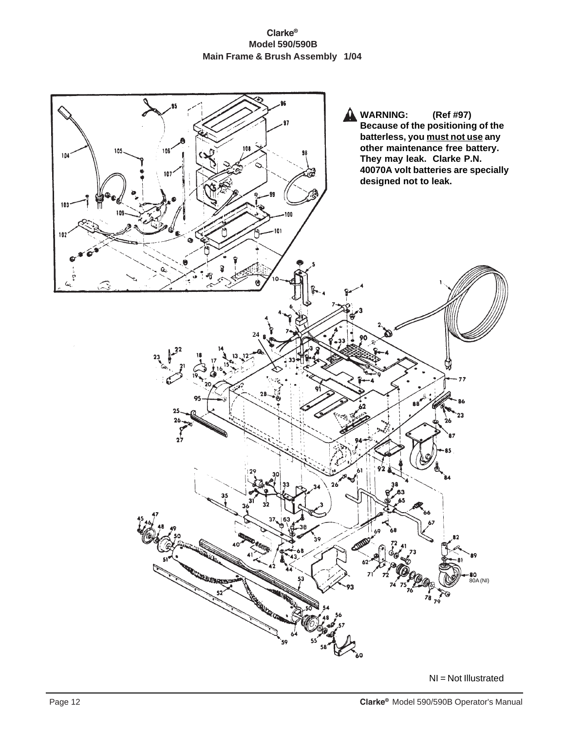# Clarke®
## Model 590/590B
### Main Frame & Brush Assembly 1/04

**WARNING: (Ref #97)**
**Because of the positioning of the batterless, you must not use any other maintenance free battery. They may leak. Clarke P.N. 40070A volt batteries are specially designed not to leak.**

NI = Not Illustrated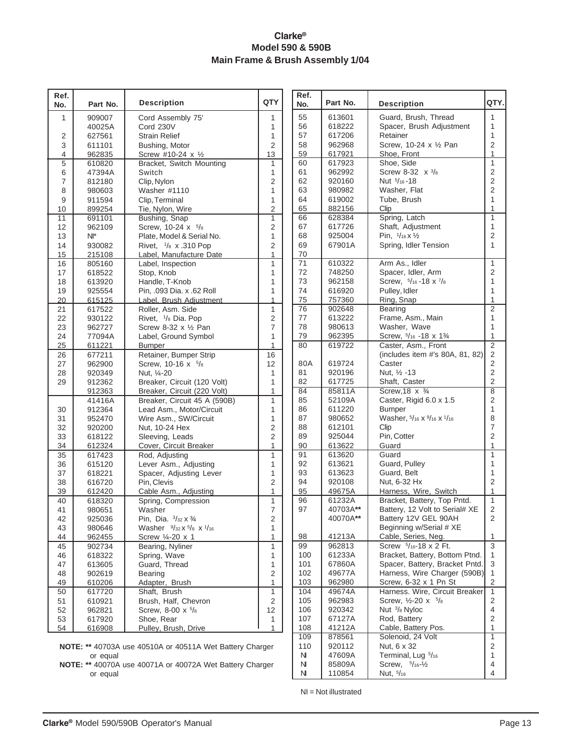# Clarke®
## Model 590 & 590B
### Main Frame & Brush Assembly 1/04

| Ref. No. | Part No. | Description | QTY |
|---|---|---|---|
| 1 | 909007 | Cord Assembly 75' | 1 |
| | 40025A | Cord 230V | 1 |
| 2 | 627561 | Strain Relief | 1 |
| 3 | 611101 | Bushing, Motor | 2 |
| 4 | 962835 | Screw #10-24 x ½ | 13 |
| 5 | 610820 | Bracket, Switch Mounting | 1 |
| 6 | 47394A | Switch | 1 |
| 7 | 812180 | Clip, Nylon | 2 |
| 8 | 980603 | Washer #1110 | 1 |
| 9 | 911594 | Clip, Terminal | 1 |
| 10 | 899254 | Tie, Nylon, Wire | 2 |
| 11 | 691101 | Bushing, Snap | 1 |
| 12 | 962109 | Screw, 10-24 x 5/8 | 2 |
| 13 | NI* | Plate, Model & Serial No. | 1 |
| 14 | 930082 | Rivet, 1/8 x .310 Pop | 2 |
| 15 | 215108 | Label, Manufacture Date | 1 |
| 16 | 805160 | Label, Inspection | 1 |
| 17 | 618522 | Stop, Knob | 1 |
| 18 | 613920 | Handle, T-Knob | 1 |
| 19 | 925554 | Pin, .093 Dia. x .62 Roll | 1 |
| 20 | 615125 | Label, Brush Adjustment | 1 |
| 21 | 617522 | Roller, Asm. Side | 1 |
| 22 | 930122 | Rivet, 1/8 Dia. Pop | 2 |
| 23 | 962727 | Screw 8-32 x ½ Pan | 7 |
| 24 | 77094A | Label, Ground Symbol | 1 |
| 25 | 611221 | Bumper | 1 |
| 26 | 677211 | Retainer, Bumper Strip | 16 |
| 27 | 962900 | Screw, 10-16 x 5/8 | 12 |
| 28 | 920349 | Nut, ¼-20 | 1 |
| 29 | 912362 | Breaker, Circuit (120 Volt) | 1 |
| | 912363 | Breaker, Circuit (220 Volt) | 1 |
| | 41416A | Breaker, Circuit 45 A (590B) | 1 |
| 30 | 912364 | Lead Asm., Motor/Circuit | 1 |
| 31 | 952470 | Wire Asm., SW/Circuit | 1 |
| 32 | 920200 | Nut, 10-24 Hex | 2 |
| 33 | 618122 | Sleeving, Leads | 2 |
| 34 | 612324 | Cover, Circuit Breaker | 1 |
| 35 | 617423 | Rod, Adjusting | 1 |
| 36 | 615120 | Lever Asm., Adjusting | 1 |
| 37 | 618221 | Spacer, Adjusting Lever | 1 |
| 38 | 616720 | Pin, Clevis | 2 |
| 39 | 612420 | Cable Asm., Adjusting | 1 |
| 40 | 618320 | Spring, Compression | 1 |
| 41 | 980651 | Washer | 7 |
| 42 | 925036 | Pin, Dia. 3/32 x ¾ | 2 |
| 43 | 980646 | Washer 9/32 x 5/8 x 1/16 | 1 |
| 44 | 962455 | Screw ¼-20 x 1 | 1 |
| 45 | 902734 | Bearing, Nyliner | 1 |
| 46 | 618322 | Spring, Wave | 1 |
| 47 | 613605 | Guard, Thread | 1 |
| 48 | 902619 | Bearing | 2 |
| 49 | 610206 | Adapter, Brush | 1 |
| 50 | 617720 | Shaft, Brush | 1 |
| 51 | 610921 | Brush, Half, Chevron | 2 |
| 52 | 962821 | Screw, 8-00 x 5/8 | 12 |
| 53 | 617920 | Shoe, Rear | 1 |
| 54 | 616908 | Pulley, Brush, Drive | 1 |

**NOTE: \*\*** 40703A use 40510A or 40511A Wet Battery Charger or equal

**NOTE: \*\*** 40070A use 40071A or 40072A Wet Battery Charger or equal

| Ref. No. | Part No. | Description | QTY. |
|---|---|---|---|
| 55 | 613601 | Guard, Brush, Thread | 1 |
| 56 | 618222 | Spacer, Brush Adjustment | 1 |
| 57 | 617206 | Retainer | 1 |
| 58 | 962968 | Screw, 10-24 x ½ Pan | 2 |
| 59 | 617921 | Shoe, Front | 1 |
| 60 | 617923 | Shoe, Side | 1 |
| 61 | 962992 | Screw 8-32 x 3/8 | 2 |
| 62 | 920160 | Nut 5/16-18 | 2 |
| 63 | 980982 | Washer, Flat | 2 |
| 64 | 619002 | Tube, Brush | 1 |
| 65 | 882156 | Clip | 1 |
| 66 | 628384 | Spring, Latch | 1 |
| 67 | 617726 | Shaft, Adjustment | 1 |
| 68 | 925004 | Pin, 1/16 x ½ | 2 |
| 69 | 67901A | Spring, Idler Tension | 1 |
| 70 | | | |
| 71 | 610322 | Arm As., Idler | 1 |
| 72 | 748250 | Spacer, Idler, Arm | 2 |
| 73 | 962158 | Screw, 5/16-18 x 7/8 | 1 |
| 74 | 616920 | Pulley, Idler | 1 |
| 75 | 757360 | Ring, Snap | 1 |
| 76 | 902648 | Bearing | 2 |
| 77 | 613222 | Frame, Asm., Main | 1 |
| 78 | 980613 | Washer, Wave | 1 |
| 79 | 962395 | Screw, 5/16 -18 x 1¾ | 1 |
| 80 | 619722 | Caster, Asm., Front | 2 |
| | | (includes item #'s 80A, 81, 82) | 2 |
| 80A | 619724 | Caster | 2 |
| 81 | 920196 | Nut, ½ -13 | 2 |
| 82 | 617725 | Shaft, Caster | 2 |
| 84 | 85811A | Screw,18 x ¾ | 8 |
| 85 | 52109A | Caster, Rigid 6.0 x 1.5 | 2 |
| 86 | 611220 | Bumper | 1 |
| 87 | 980652 | Washer, 5/16 x 9/16 x 1/16 | 8 |
| 88 | 612101 | Clip | 7 |
| 89 | 925044 | Pin, Cotter | 2 |
| 90 | 613622 | Guard | 1 |
| 91 | 613620 | Guard | 1 |
| 92 | 613621 | Guard, Pulley | 1 |
| 93 | 613623 | Guard, Belt | 1 |
| 94 | 920108 | Nut, 6-32 Hx | 2 |
| 95 | 49675A | Harness, Wire, Switch | 1 |
| 96 | 61232A | Bracket, Battery, Top Pntd. | 1 |
| 97 | 40703A** | Battery, 12 Volt to Serial# XE | 2 |
| | 40070A** | Battery 12V GEL 90AH | 2 |
| | | Beginning w/Serial # XE | |
| 98 | 41213A | Cable, Series, Neg. | 1 |
| 99 | 962813 | Screw 5/16-18 x 2 Ft. | 3 |
| 100 | 61233A | Bracket, Battery, Bottom Ptnd. | 1 |
| 101 | 67860A | Spacer, Battery, Bracket Pntd. | 3 |
| 102 | 49677A | Harness, Wire Charger (590B) | 1 |
| 103 | 962980 | Screw, 6-32 x 1 Pn St | 2 |
| 104 | 49674A | Harness. Wire, Circuit Breaker | 1 |
| 105 | 962983 | Screw, ½-20 x 5/8 | 2 |
| 106 | 920342 | Nut 3/8 Nyloc | 4 |
| 107 | 67127A | Rod, Battery | 2 |
| 108 | 41212A | Cable, Battery Pos. | 1 |
| 109 | 878561 | Solenoid, 24 Volt | 1 |
| 110 | 920112 | Nut, 6 x 32 | 2 |
| NI | 47609A | Terminal, Lug 5/16 | 1 |
| NI | 85809A | Screw, 5/16-½ | 4 |
| NI | 110854 | Nut, 5/16 | 4 |

NI = Not illustrated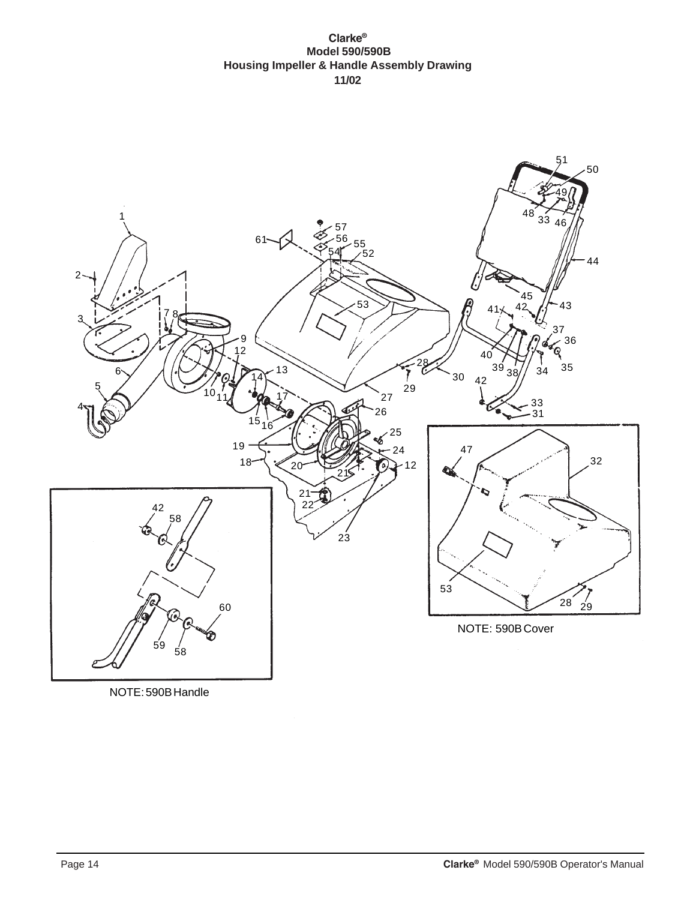**Clarke®**
**Model 590/590B**
**Housing Impeller & Handle Assembly Drawing**
**11/02**

1
2
3
4
5
6
7 8
9
10
11
12
13
14
15
16
17
18
19
20
21
22
23
24
25
26
27
28
29
30
31
32
33
34
35
36
37
38
39
40
41
42
43
44
45
46
47
48
49
50
51
52
53
54
55
56
57
58
59
60
61

NOTE: 590B Cover

NOTE: 590B Handle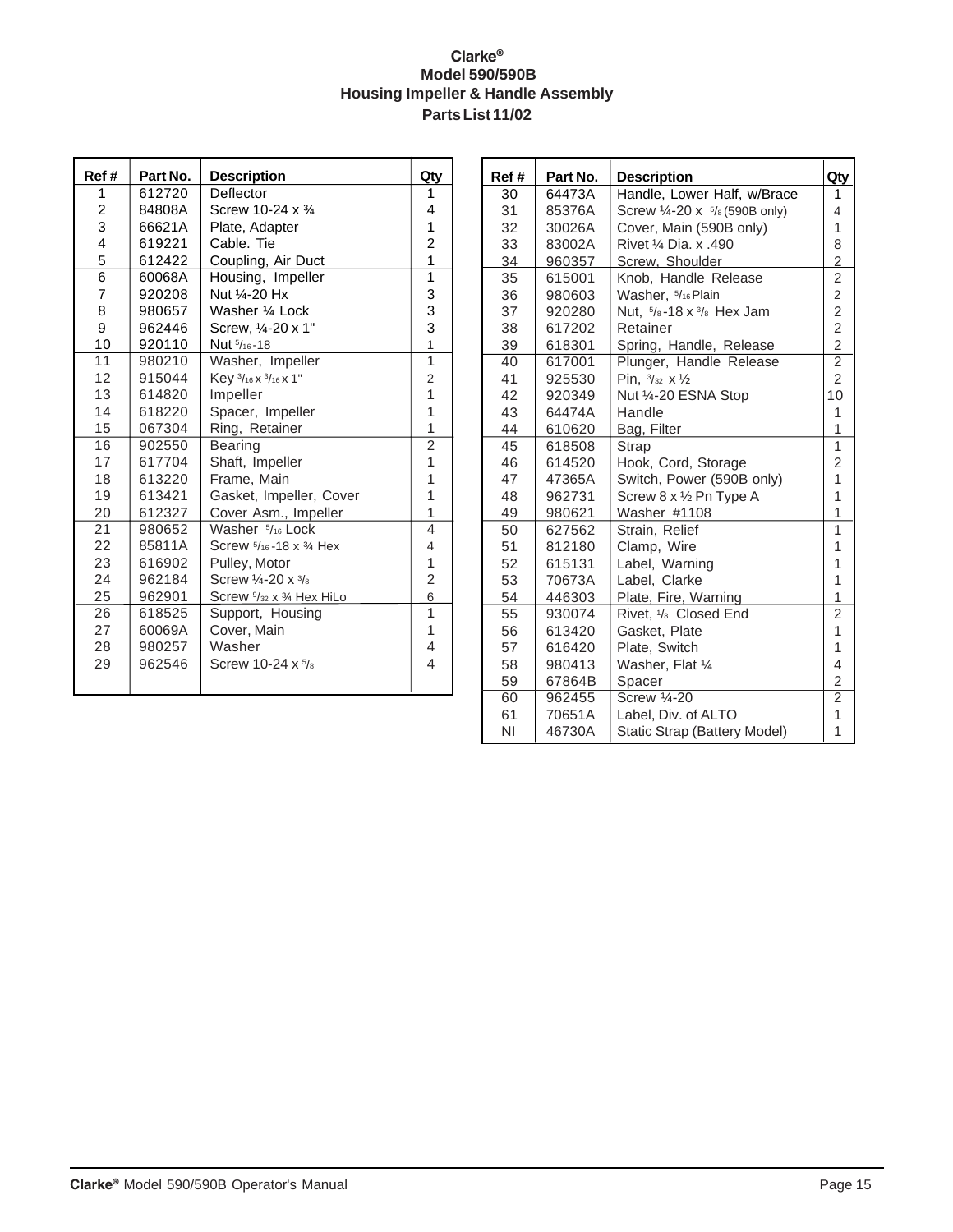**Clarke®**
**Model 590/590B**
**Housing Impeller & Handle Assembly**
**Parts List 11/02**

| Ref # | Part No. | Description | Qty |
|---|---|---|---|
| 1 | 612720 | Deflector | 1 |
| 2 | 84808A | Screw 10-24 x ¾ | 4 |
| 3 | 66621A | Plate, Adapter | 1 |
| 4 | 619221 | Cable. Tie | 2 |
| 5 | 612422 | Coupling, Air Duct | 1 |
| 6 | 60068A | Housing, Impeller | 1 |
| 7 | 920208 | Nut ¼-20 Hx | 3 |
| 8 | 980657 | Washer ¼ Lock | 3 |
| 9 | 962446 | Screw, ¼-20 x 1" | 3 |
| 10 | 920110 | Nut 5/16-18 | 1 |
| 11 | 980210 | Washer, Impeller | 1 |
| 12 | 915044 | Key 3/16 x 3/16 x 1" | 2 |
| 13 | 614820 | Impeller | 1 |
| 14 | 618220 | Spacer, Impeller | 1 |
| 15 | 067304 | Ring, Retainer | 1 |
| 16 | 902550 | Bearing | 2 |
| 17 | 617704 | Shaft, Impeller | 1 |
| 18 | 613220 | Frame, Main | 1 |
| 19 | 613421 | Gasket, Impeller, Cover | 1 |
| 20 | 612327 | Cover Asm., Impeller | 1 |
| 21 | 980652 | Washer 5/16 Lock | 4 |
| 22 | 85811A | Screw 5/16-18 x ¾ Hex | 4 |
| 23 | 616902 | Pulley, Motor | 1 |
| 24 | 962184 | Screw ¼-20 x 3/8 | 2 |
| 25 | 962901 | Screw 9/32 x ¾ Hex HiLo | 6 |
| 26 | 618525 | Support, Housing | 1 |
| 27 | 60069A | Cover, Main | 1 |
| 28 | 980257 | Washer | 4 |
| 29 | 962546 | Screw 10-24 x 5/8 | 4 |

| Ref # | Part No. | Description | Qty |
|---|---|---|---|
| 30 | 64473A | Handle, Lower Half, w/Brace | 1 |
| 31 | 85376A | Screw ¼-20 x 5/8 (590B only) | 4 |
| 32 | 30026A | Cover, Main (590B only) | 1 |
| 33 | 83002A | Rivet ¼ Dia. x .490 | 8 |
| 34 | 960357 | Screw, Shoulder | 2 |
| 35 | 615001 | Knob, Handle Release | 2 |
| 36 | 980603 | Washer, 5/16 Plain | 2 |
| 37 | 920280 | Nut, 5/8-18 x 3/8 Hex Jam | 2 |
| 38 | 617202 | Retainer | 2 |
| 39 | 618301 | Spring, Handle, Release | 2 |
| 40 | 617001 | Plunger, Handle Release | 2 |
| 41 | 925530 | Pin, 3/32 x ½ | 2 |
| 42 | 920349 | Nut ¼-20 ESNA Stop | 10 |
| 43 | 64474A | Handle | 1 |
| 44 | 610620 | Bag, Filter | 1 |
| 45 | 618508 | Strap | 1 |
| 46 | 614520 | Hook, Cord, Storage | 2 |
| 47 | 47365A | Switch, Power (590B only) | 1 |
| 48 | 962731 | Screw 8 x ½ Pn Type A | 1 |
| 49 | 980621 | Washer #1108 | 1 |
| 50 | 627562 | Strain, Relief | 1 |
| 51 | 812180 | Clamp, Wire | 1 |
| 52 | 615131 | Label, Warning | 1 |
| 53 | 70673A | Label, Clarke | 1 |
| 54 | 446303 | Plate, Fire, Warning | 1 |
| 55 | 930074 | Rivet, 1/8 Closed End | 2 |
| 56 | 613420 | Gasket, Plate | 1 |
| 57 | 616420 | Plate, Switch | 1 |
| 58 | 980413 | Washer, Flat ¼ | 4 |
| 59 | 67864B | Spacer | 2 |
| 60 | 962455 | Screw ¼-20 | 2 |
| 61 | 70651A | Label, Div. of ALTO | 1 |
| NI | 46730A | Static Strap (Battery Model) | 1 |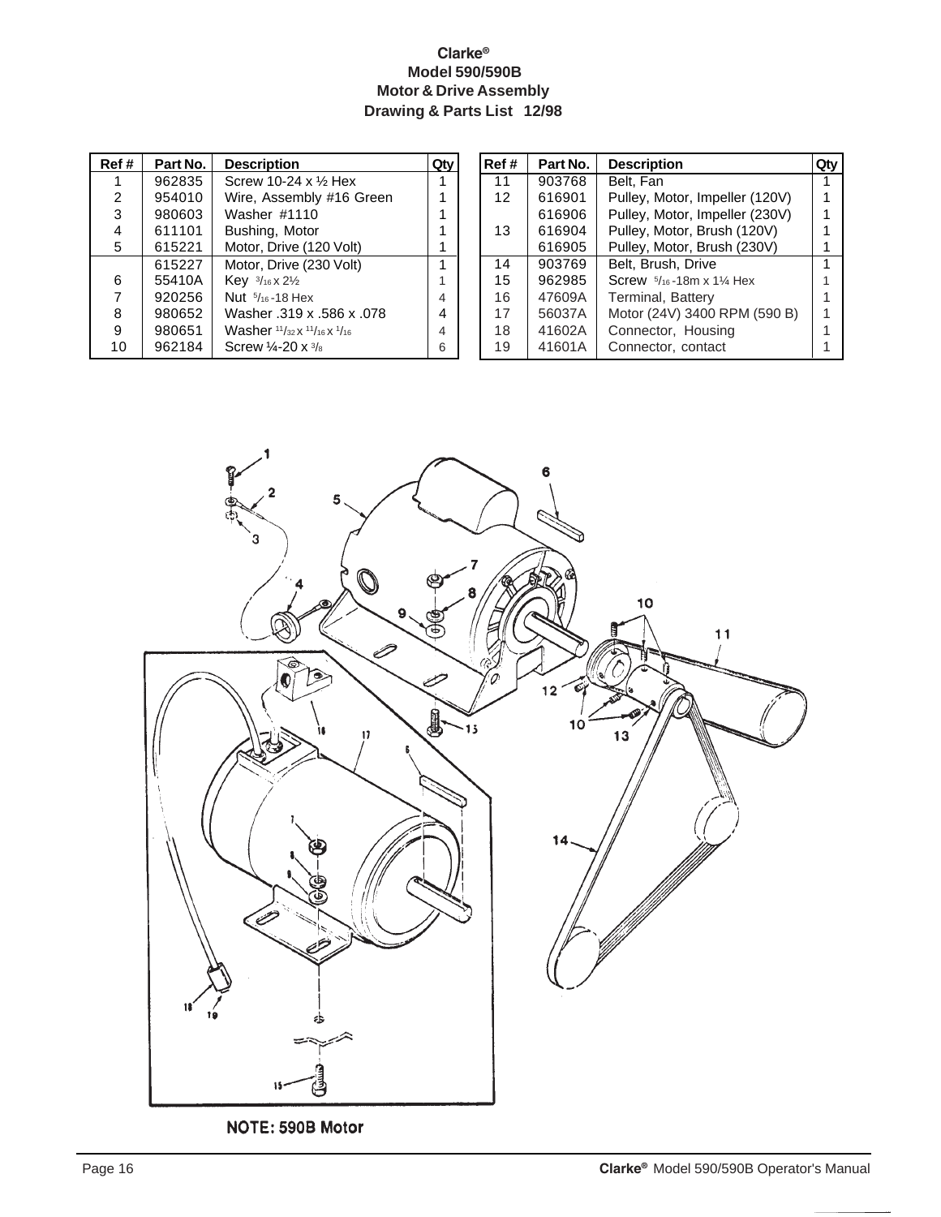**Clarke®**
**Model 590/590B**
**Motor & Drive Assembly**
**Drawing & Parts List 12/98**

| Ref # | Part No. | Description | Qty |
|---|---|---|---|
| 1 | 962835 | Screw 10-24 x ½ Hex | 1 |
| 2 | 954010 | Wire, Assembly #16 Green | 1 |
| 3 | 980603 | Washer #1110 | 1 |
| 4 | 611101 | Bushing, Motor | 1 |
| 5 | 615221 | Motor, Drive (120 Volt) | 1 |
| | 615227 | Motor, Drive (230 Volt) | 1 |
| 6 | 55410A | Key 3/16 x 2½ | 1 |
| 7 | 920256 | Nut 5/16 -18 Hex | 4 |
| 8 | 980652 | Washer .319 x .586 x .078 | 4 |
| 9 | 980651 | Washer 11/32 x 11/16 x 1/16 | 4 |
| 10 | 962184 | Screw ¼-20 x 3/8 | 6 |

| Ref # | Part No. | Description | Qty |
|---|---|---|---|
| 11 | 903768 | Belt, Fan | 1 |
| 12 | 616901 | Pulley, Motor, Impeller (120V) | 1 |
| | 616906 | Pulley, Motor, Impeller (230V) | 1 |
| 13 | 616904 | Pulley, Motor, Brush (120V) | 1 |
| | 616905 | Pulley, Motor, Brush (230V) | 1 |
| 14 | 903769 | Belt, Brush, Drive | 1 |
| 15 | 962985 | Screw 5/16 -18m x 1¼ Hex | 1 |
| 16 | 47609A | Terminal, Battery | 1 |
| 17 | 56037A | Motor (24V) 3400 RPM (590 B) | 1 |
| 18 | 41602A | Connector, Housing | 1 |
| 19 | 41601A | Connector, contact | 1 |

NOTE: 590B Motor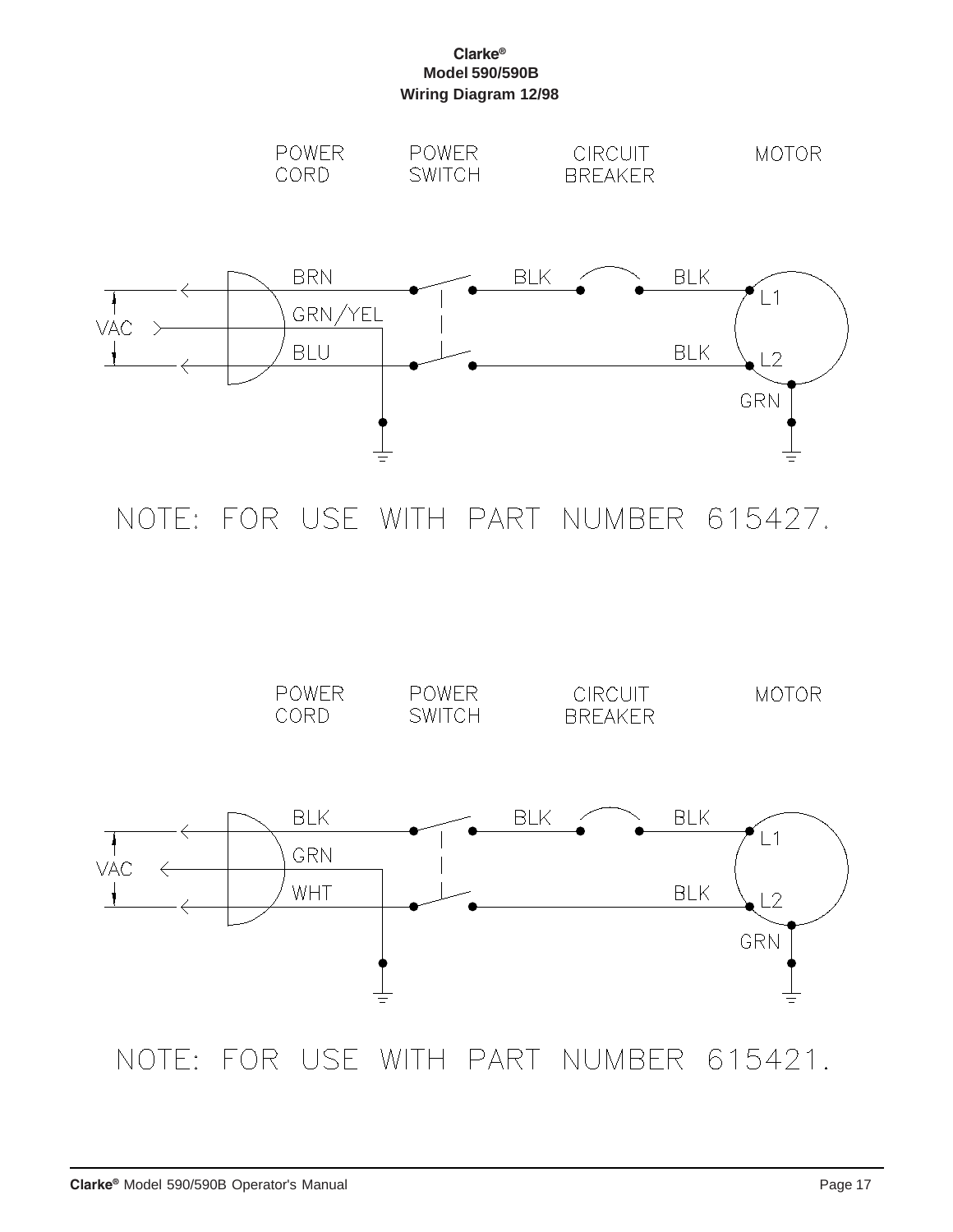**Clarke®**
**Model 590/590B**
**Wiring Diagram 12/98**

POWER CORD
POWER SWITCH
CIRCUIT BREAKER
MOTOR

VAC
BRN
GRN/YEL
BLU
BLK
BLK
BLK
L1
L2
GRN

NOTE: FOR USE WITH PART NUMBER 615427.

POWER CORD
POWER SWITCH
CIRCUIT BREAKER
MOTOR

VAC
BLK
GRN
WHT
BLK
BLK
BLK
L1
L2
GRN

NOTE: FOR USE WITH PART NUMBER 615421.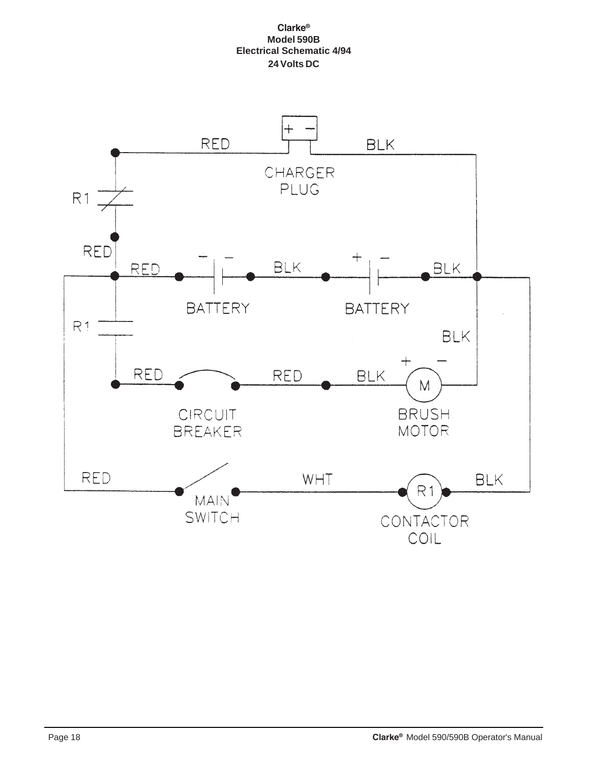**Clarke®**
**Model 590B**
**Electrical Schematic 4/94**
**24 Volts DC**

RED

BLK

CHARGER PLUG

R1

RED

RED

BLK

BLK

BATTERY

BATTERY

R1

BLK

RED

RED

BLK

M

CIRCUIT BREAKER

BRUSH MOTOR

RED

WHT

R1

BLK

MAIN SWITCH

CONTACTOR COIL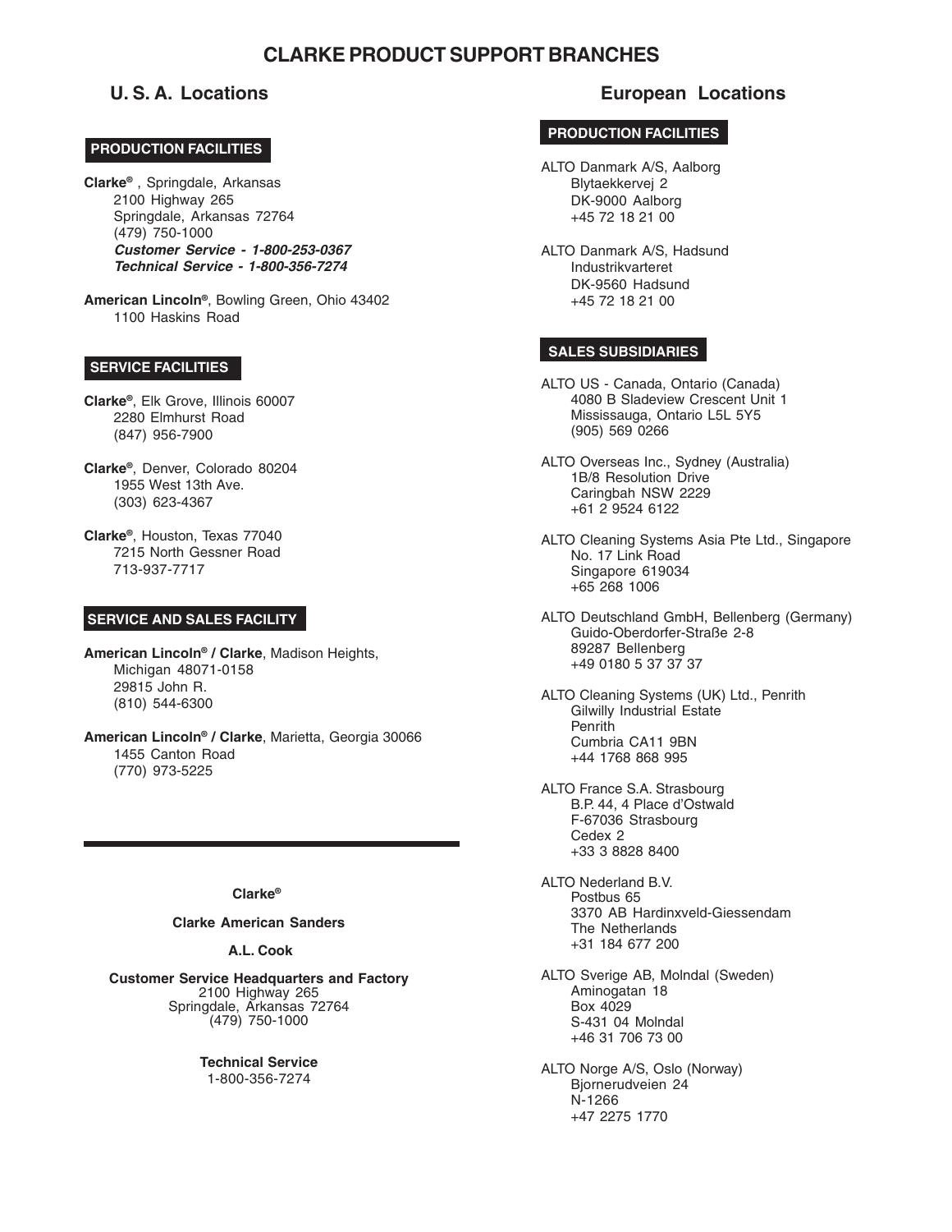# CLARKE PRODUCT SUPPORT BRANCHES

## U. S. A. Locations

### PRODUCTION FACILITIES

**Clarke®** , Springdale, Arkansas
2100 Highway 265
Springdale, Arkansas 72764
(479) 750-1000
***Customer Service - 1-800-253-0367***
***Technical Service - 1-800-356-7274***

**American Lincoln®**, Bowling Green, Ohio 43402
1100 Haskins Road

### SERVICE FACILITIES

**Clarke®**, Elk Grove, Illinois 60007
2280 Elmhurst Road
(847) 956-7900

**Clarke®**, Denver, Colorado 80204
1955 West 13th Ave.
(303) 623-4367

**Clarke®**, Houston, Texas 77040
7215 North Gessner Road
713-937-7717

### SERVICE AND SALES FACILITY

**American Lincoln® / Clarke**, Madison Heights, Michigan 48071-0158
29815 John R.
(810) 544-6300

**American Lincoln® / Clarke**, Marietta, Georgia 30066
1455 Canton Road
(770) 973-5225

---

**Clarke®**

**Clarke American Sanders**

**A.L. Cook**

**Customer Service Headquarters and Factory**
2100 Highway 265
Springdale, Arkansas 72764
(479) 750-1000

**Technical Service**
1-800-356-7274

## European Locations

### PRODUCTION FACILITIES

ALTO Danmark A/S, Aalborg
Blytaekkervej 2
DK-9000 Aalborg
+45 72 18 21 00

ALTO Danmark A/S, Hadsund
Industrikvarteret
DK-9560 Hadsund
+45 72 18 21 00

### SALES SUBSIDIARIES

ALTO US - Canada, Ontario (Canada)
4080 B Sladeview Crescent Unit 1
Mississauga, Ontario L5L 5Y5
(905) 569 0266

ALTO Overseas Inc., Sydney (Australia)
1B/8 Resolution Drive
Caringbah NSW 2229
+61 2 9524 6122

ALTO Cleaning Systems Asia Pte Ltd., Singapore
No. 17 Link Road
Singapore 619034
+65 268 1006

ALTO Deutschland GmbH, Bellenberg (Germany)
Guido-Oberdorfer-Straße 2-8
89287 Bellenberg
+49 0180 5 37 37 37

ALTO Cleaning Systems (UK) Ltd., Penrith
Gilwilly Industrial Estate
Penrith
Cumbria CA11 9BN
+44 1768 868 995

ALTO France S.A. Strasbourg
B.P. 44, 4 Place d'Ostwald
F-67036 Strasbourg
Cedex 2
+33 3 8828 8400

ALTO Nederland B.V.
Postbus 65
3370 AB Hardinxveld-Giessendam
The Netherlands
+31 184 677 200

ALTO Sverige AB, Molndal (Sweden)
Aminogatan 18
Box 4029
S-431 04 Molndal
+46 31 706 73 00

ALTO Norge A/S, Oslo (Norway)
Bjornerudveien 24
N-1266
+47 2275 1770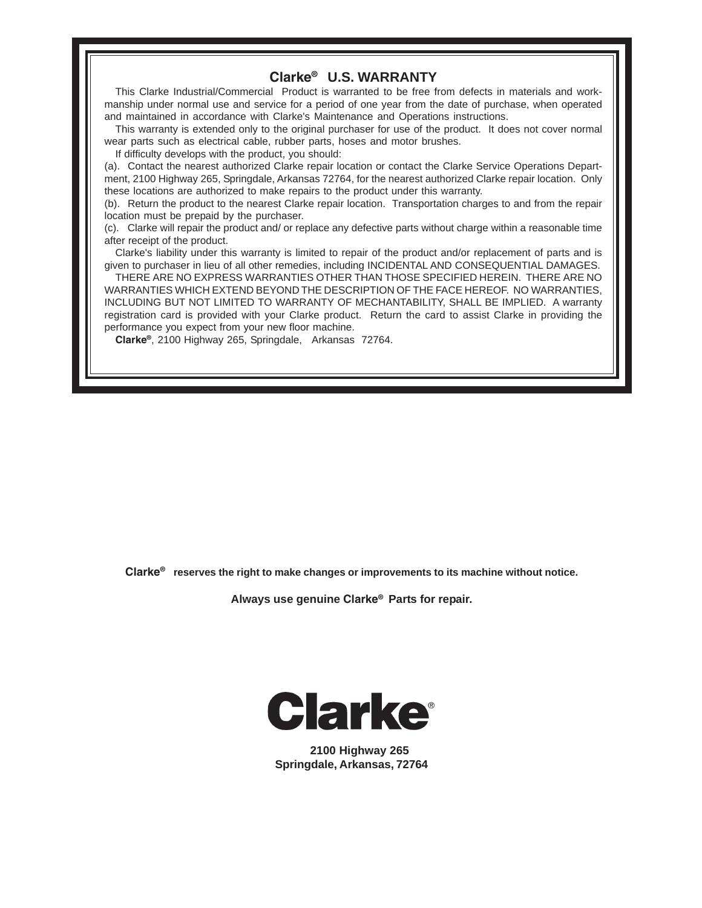## Clarke® U.S. WARRANTY

This Clarke Industrial/Commercial Product is warranted to be free from defects in materials and workmanship under normal use and service for a period of one year from the date of purchase, when operated and maintained in accordance with Clarke's Maintenance and Operations instructions.

This warranty is extended only to the original purchaser for use of the product. It does not cover normal wear parts such as electrical cable, rubber parts, hoses and motor brushes.

If difficulty develops with the product, you should:

(a). Contact the nearest authorized Clarke repair location or contact the Clarke Service Operations Department, 2100 Highway 265, Springdale, Arkansas 72764, for the nearest authorized Clarke repair location. Only these locations are authorized to make repairs to the product under this warranty.

(b). Return the product to the nearest Clarke repair location. Transportation charges to and from the repair location must be prepaid by the purchaser.

(c). Clarke will repair the product and/ or replace any defective parts without charge within a reasonable time after receipt of the product.

Clarke's liability under this warranty is limited to repair of the product and/or replacement of parts and is given to purchaser in lieu of all other remedies, including INCIDENTAL AND CONSEQUENTIAL DAMAGES.

THERE ARE NO EXPRESS WARRANTIES OTHER THAN THOSE SPECIFIED HEREIN. THERE ARE NO WARRANTIES WHICH EXTEND BEYOND THE DESCRIPTION OF THE FACE HEREOF. NO WARRANTIES, INCLUDING BUT NOT LIMITED TO WARRANTY OF MECHANTABILITY, SHALL BE IMPLIED. A warranty registration card is provided with your Clarke product. Return the card to assist Clarke in providing the performance you expect from your new floor machine.

**Clarke®**, 2100 Highway 265, Springdale, Arkansas 72764.

**Clarke® reserves the right to make changes or improvements to its machine without notice.**

**Always use genuine Clarke® Parts for repair.**

**Clarke®**

**2100 Highway 265**
**Springdale, Arkansas, 72764**